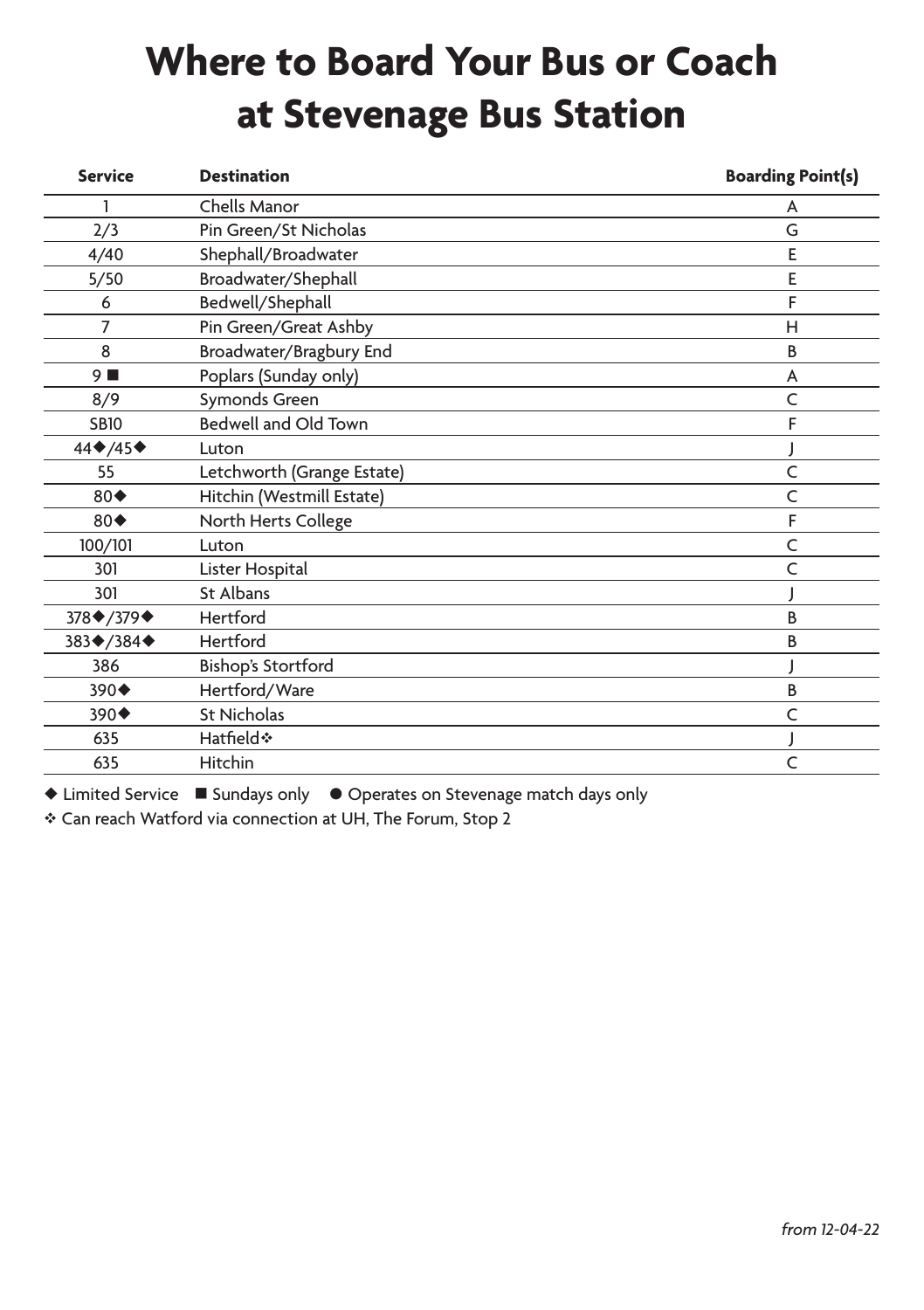# Where to Board Your Bus or Coach at Stevenage Bus Station

| Service | Destination | Boarding Point(s) |
|---|---|---|
| 1 | Chells Manor | A |
| 2/3 | Pin Green/St Nicholas | G |
| 4/40 | Shephall/Broadwater | E |
| 5/50 | Broadwater/Shephall | E |
| 6 | Bedwell/Shephall | F |
| 7 | Pin Green/Great Ashby | H |
| 8 | Broadwater/Bragbury End | B |
| 9 ■ | Poplars (Sunday only) | A |
| 8/9 | Symonds Green | C |
| SB10 | Bedwell and Old Town | F |
| 44◆/45◆ | Luton | J |
| 55 | Letchworth (Grange Estate) | C |
| 80◆ | Hitchin (Westmill Estate) | C |
| 80◆ | North Herts College | F |
| 100/101 | Luton | C |
| 301 | Lister Hospital | C |
| 301 | St Albans | J |
| 378◆/379◆ | Hertford | B |
| 383◆/384◆ | Hertford | B |
| 386 | Bishop's Stortford | J |
| 390◆ | Hertford/Ware | B |
| 390◆ | St Nicholas | C |
| 635 | Hatfield❖ | J |
| 635 | Hitchin | C |

◆ Limited Service ■ Sundays only ● Operates on Stevenage match days only

❖ Can reach Watford via connection at UH, The Forum, Stop 2

*from 12-04-22*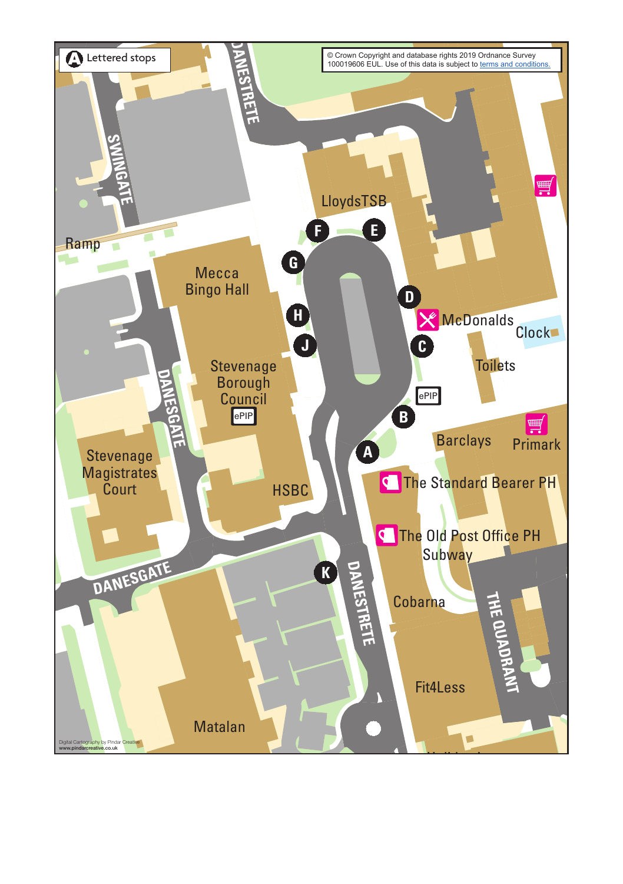Lettered stops

© Crown Copyright and database rights 2019 Ordnance Survey 100019606 EUL. Use of this data is subject to terms and conditions.

DANESTRETE

SWINGATE

LloydsTSB

F

E

Ramp

G

Mecca Bingo Hall

D

H

McDonalds

Clock

J

C

Toilets

Stevenage Borough Council

ePIP

ePIP

B

Barclays

Primark

A

Stevenage Magistrates Court

DANESGATE

HSBC

The Standard Bearer PH

The Old Post Office PH

Subway

DANESGATE

K

DANESTRETE

Cobarna

THE QUADRANT

Fit4Less

Matalan

Digital Cartography by Pindar Creative
www.pindarcreative.co.uk